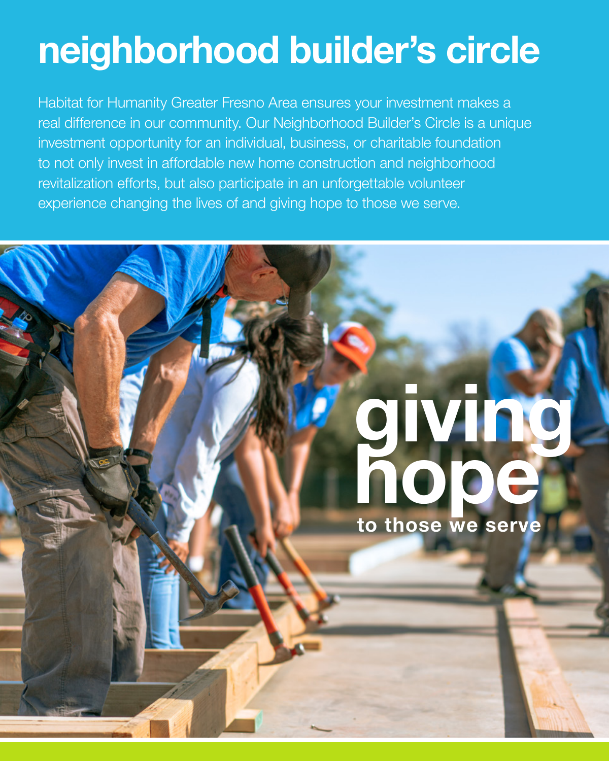# neighborhood builder's circle

Habitat for Humanity Greater Fresno Area ensures your investment makes a real difference in our community. Our Neighborhood Builder's Circle is a unique investment opportunity for an individual, business, or charitable foundation to not only invest in affordable new home construction and neighborhood revitalization efforts, but also participate in an unforgettable volunteer experience changing the lives of and giving hope to those we serve.

## giving hope

**to those we serve**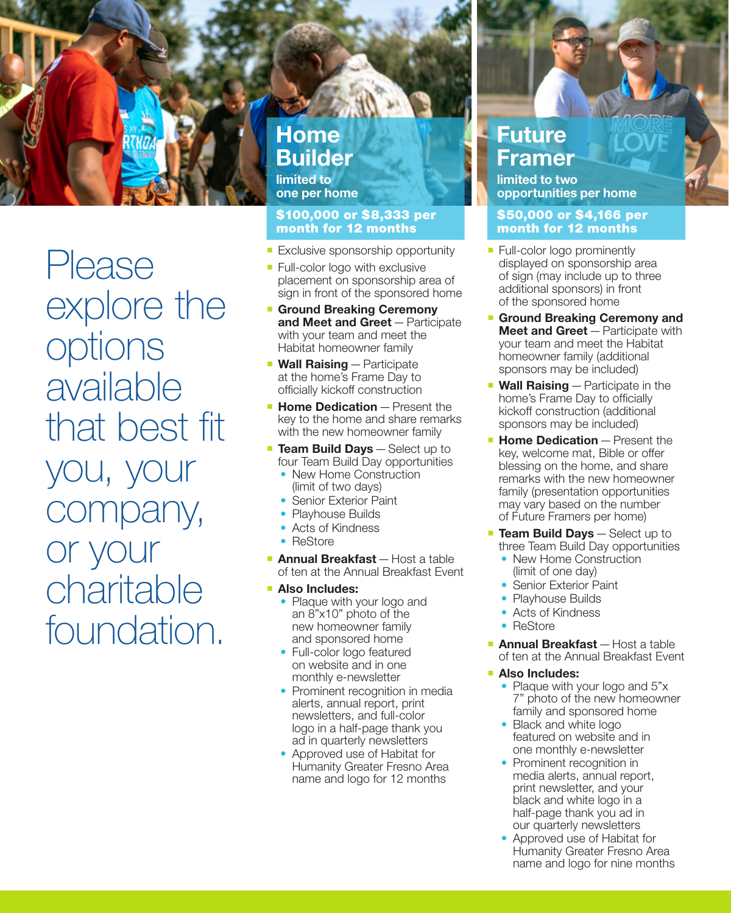Please explore the options available that best fit you, your company, or your charitable foundation.

## Home Builder

**limited to one per home**

**$100,000 or $8,333 per month for 12 months**

- Exclusive sponsorship opportunity
- Full-color logo with exclusive placement on sponsorship area of sign in front of the sponsored home
- **Ground Breaking Ceremony and Meet and Greet** — Participate with your team and meet the Habitat homeowner family
- **Wall Raising** — Participate at the home's Frame Day to officially kickoff construction
- **Home Dedication** — Present the key to the home and share remarks with the new homeowner family
- **Team Build Days** — Select up to four Team Build Day opportunities
  - New Home Construction (limit of two days)
  - Senior Exterior Paint
  - Playhouse Builds
  - Acts of Kindness
  - ReStore
- **Annual Breakfast** — Host a table of ten at the Annual Breakfast Event
- **Also Includes:**
  - Plaque with your logo and an 8"x10" photo of the new homeowner family and sponsored home
  - Full-color logo featured on website and in one monthly e-newsletter
  - Prominent recognition in media alerts, annual report, print newsletters, and full-color logo in a half-page thank you ad in quarterly newsletters
  - Approved use of Habitat for Humanity Greater Fresno Area name and logo for 12 months

## Future Framer

**limited to two opportunities per home**

**$50,000 or $4,166 per month for 12 months**

- Full-color logo prominently displayed on sponsorship area of sign (may include up to three additional sponsors) in front of the sponsored home
- **Ground Breaking Ceremony and Meet and Greet** — Participate with your team and meet the Habitat homeowner family (additional sponsors may be included)
- **Wall Raising** — Participate in the home's Frame Day to officially kickoff construction (additional sponsors may be included)
- **Home Dedication** — Present the key, welcome mat, Bible or offer blessing on the home, and share remarks with the new homeowner family (presentation opportunities may vary based on the number of Future Framers per home)
- **Team Build Days** — Select up to three Team Build Day opportunities
  - New Home Construction (limit of one day)
  - Senior Exterior Paint
  - Playhouse Builds
  - Acts of Kindness
  - ReStore
- **Annual Breakfast** — Host a table of ten at the Annual Breakfast Event
- **Also Includes:**
  - Plaque with your logo and 5"x 7" photo of the new homeowner family and sponsored home
  - Black and white logo featured on website and in one monthly e-newsletter
  - Prominent recognition in media alerts, annual report, print newsletter, and your black and white logo in a half-page thank you ad in our quarterly newsletters
  - Approved use of Habitat for Humanity Greater Fresno Area name and logo for nine months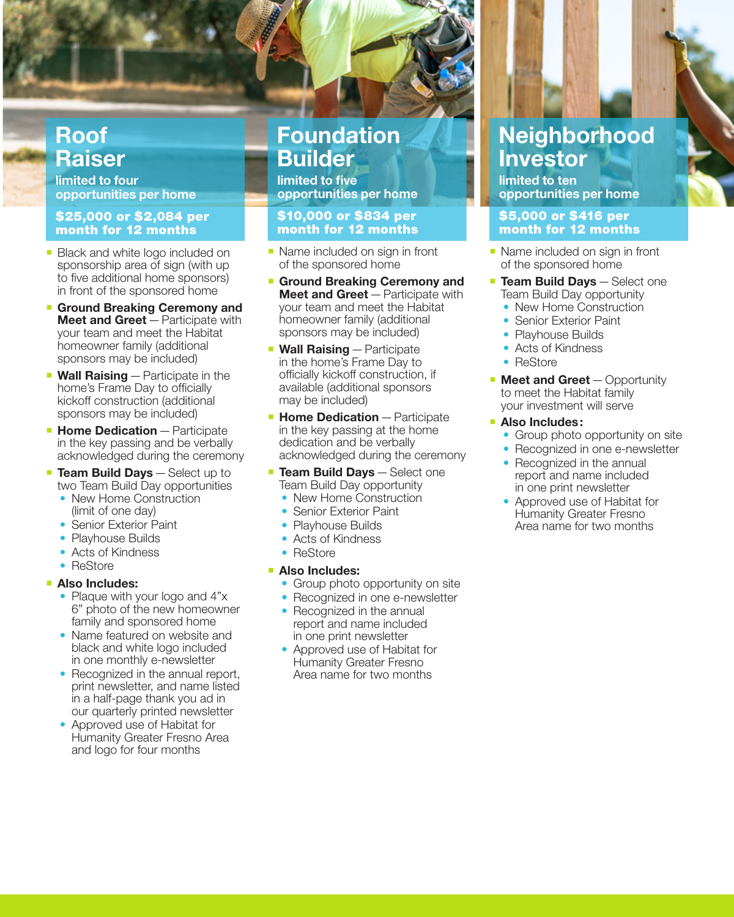## Roof Raiser

**limited to four opportunities per home**

**$25,000 or $2,084 per month for 12 months**

- Black and white logo included on sponsorship area of sign (with up to five additional home sponsors) in front of the sponsored home
- **Ground Breaking Ceremony and Meet and Greet** — Participate with your team and meet the Habitat homeowner family (additional sponsors may be included)
- **Wall Raising** — Participate in the home's Frame Day to officially kickoff construction (additional sponsors may be included)
- **Home Dedication** — Participate in the key passing and be verbally acknowledged during the ceremony
- **Team Build Days** — Select up to two Team Build Day opportunities
  - New Home Construction (limit of one day)
  - Senior Exterior Paint
  - Playhouse Builds
  - Acts of Kindness
  - ReStore
- **Also Includes:**
  - Plaque with your logo and 4"x 6" photo of the new homeowner family and sponsored home
  - Name featured on website and black and white logo included in one monthly e-newsletter
  - Recognized in the annual report, print newsletter, and name listed in a half-page thank you ad in our quarterly printed newsletter
  - Approved use of Habitat for Humanity Greater Fresno Area and logo for four months

## Foundation Builder

**limited to five opportunities per home**

**$10,000 or $834 per month for 12 months**

- Name included on sign in front of the sponsored home
- **Ground Breaking Ceremony and Meet and Greet** — Participate with your team and meet the Habitat homeowner family (additional sponsors may be included)
- **Wall Raising** — Participate in the home's Frame Day to officially kickoff construction, if available (additional sponsors may be included)
- **Home Dedication** — Participate in the key passing at the home dedication and be verbally acknowledged during the ceremony
- **Team Build Days** — Select one Team Build Day opportunity
  - New Home Construction
  - Senior Exterior Paint
  - Playhouse Builds
  - Acts of Kindness
  - ReStore
- **Also Includes:**
  - Group photo opportunity on site
  - Recognized in one e-newsletter
  - Recognized in the annual report and name included in one print newsletter
  - Approved use of Habitat for Humanity Greater Fresno Area name for two months

## Neighborhood Investor

**limited to ten opportunities per home**

**$5,000 or $416 per month for 12 months**

- Name included on sign in front of the sponsored home
- **Team Build Days** — Select one Team Build Day opportunity
  - New Home Construction
  - Senior Exterior Paint
  - Playhouse Builds
  - Acts of Kindness
  - ReStore
- **Meet and Greet** — Opportunity to meet the Habitat family your investment will serve
- **Also Includes:**
  - Group photo opportunity on site
  - Recognized in one e-newsletter
  - Recognized in the annual report and name included in one print newsletter
  - Approved use of Habitat for Humanity Greater Fresno Area name for two months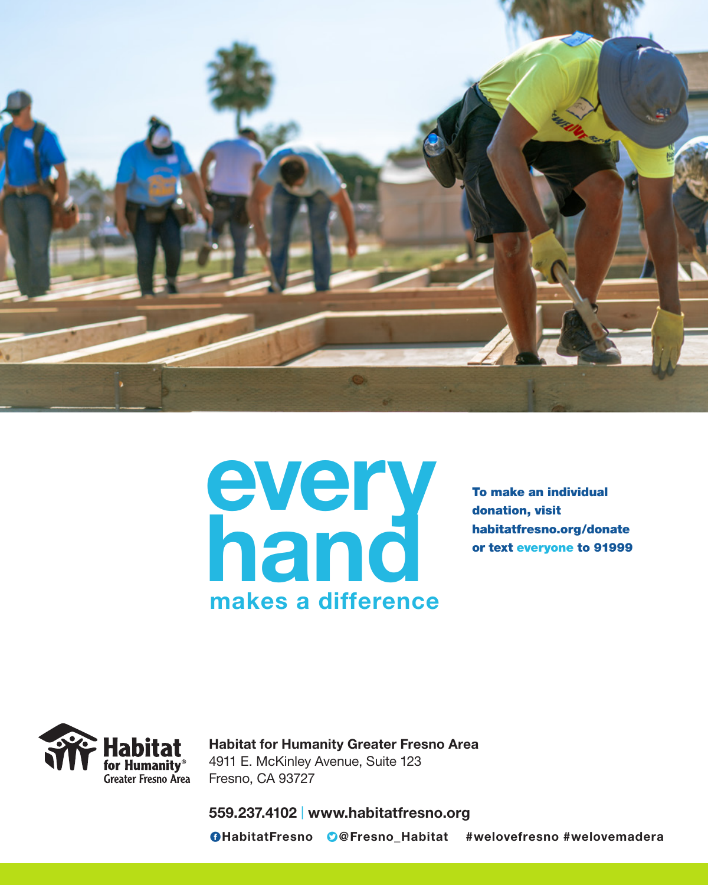# every hand

## makes a difference

**To make an individual donation, visit habitatfresno.org/donate or text everyone to 91999**

Habitat for Humanity Greater Fresno Area

**Habitat for Humanity Greater Fresno Area**
4911 E. McKinley Avenue, Suite 123
Fresno, CA 93727

**559.237.4102 | www.habitatfresno.org**

HabitatFresno @Fresno_Habitat #welovefresno #welovemadera